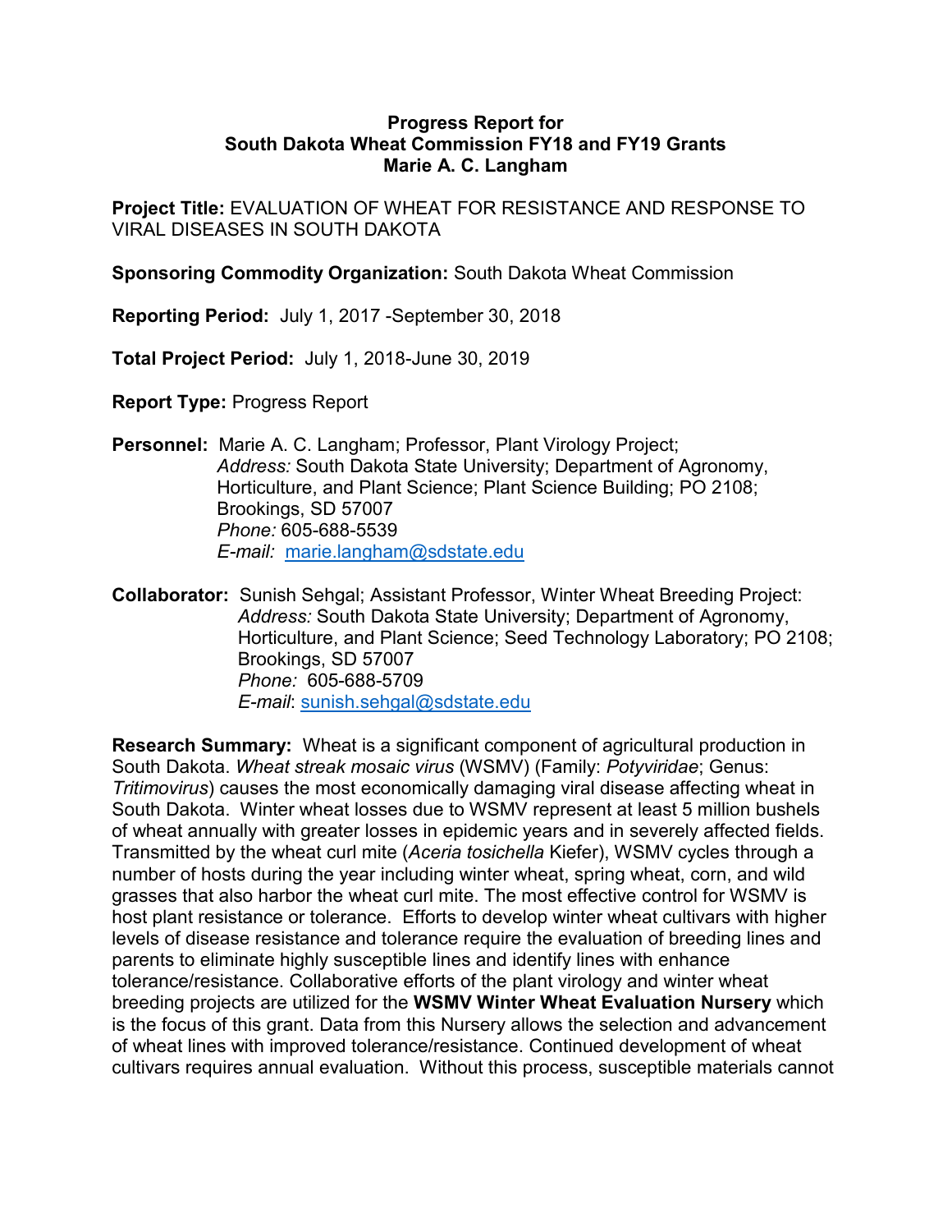**Progress Report for**
**South Dakota Wheat Commission FY18 and FY19 Grants**
**Marie A. C. Langham**

**Project Title:** EVALUATION OF WHEAT FOR RESISTANCE AND RESPONSE TO VIRAL DISEASES IN SOUTH DAKOTA

**Sponsoring Commodity Organization:** South Dakota Wheat Commission

**Reporting Period:** July 1, 2017 -September 30, 2018

**Total Project Period:** July 1, 2018-June 30, 2019

**Report Type:** Progress Report

**Personnel:** Marie A. C. Langham; Professor, Plant Virology Project;
*Address:* South Dakota State University; Department of Agronomy, Horticulture, and Plant Science; Plant Science Building; PO 2108; Brookings, SD 57007
*Phone:* 605-688-5539
*E-mail:* marie.langham@sdstate.edu

**Collaborator:** Sunish Sehgal; Assistant Professor, Winter Wheat Breeding Project:
*Address:* South Dakota State University; Department of Agronomy, Horticulture, and Plant Science; Seed Technology Laboratory; PO 2108; Brookings, SD 57007
*Phone:* 605-688-5709
*E-mail*: sunish.sehgal@sdstate.edu

**Research Summary:** Wheat is a significant component of agricultural production in South Dakota. *Wheat streak mosaic virus* (WSMV) (Family: *Potyviridae*; Genus: *Tritimovirus*) causes the most economically damaging viral disease affecting wheat in South Dakota. Winter wheat losses due to WSMV represent at least 5 million bushels of wheat annually with greater losses in epidemic years and in severely affected fields. Transmitted by the wheat curl mite (*Aceria tosichella* Kiefer), WSMV cycles through a number of hosts during the year including winter wheat, spring wheat, corn, and wild grasses that also harbor the wheat curl mite. The most effective control for WSMV is host plant resistance or tolerance. Efforts to develop winter wheat cultivars with higher levels of disease resistance and tolerance require the evaluation of breeding lines and parents to eliminate highly susceptible lines and identify lines with enhance tolerance/resistance. Collaborative efforts of the plant virology and winter wheat breeding projects are utilized for the **WSMV Winter Wheat Evaluation Nursery** which is the focus of this grant. Data from this Nursery allows the selection and advancement of wheat lines with improved tolerance/resistance. Continued development of wheat cultivars requires annual evaluation. Without this process, susceptible materials cannot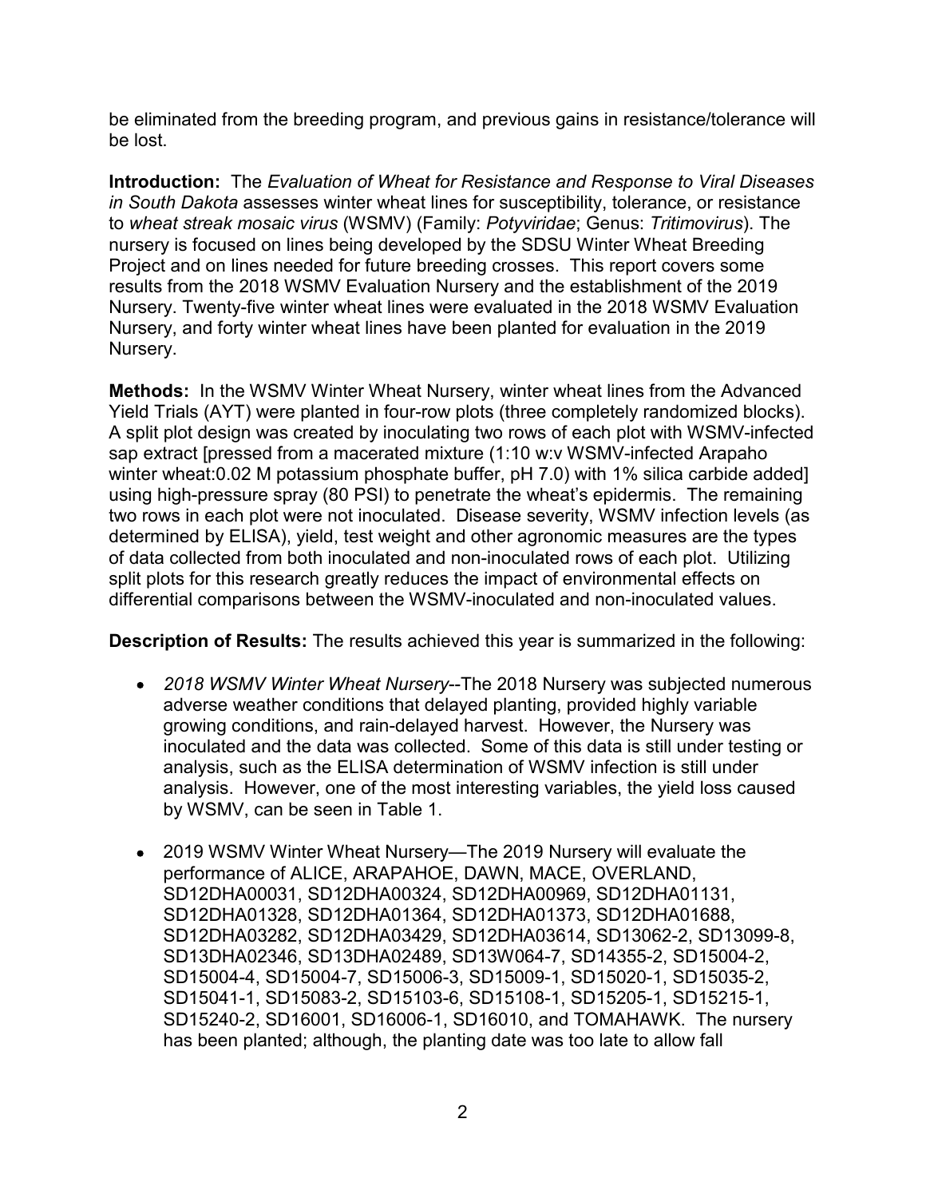be eliminated from the breeding program, and previous gains in resistance/tolerance will be lost.

**Introduction:** The *Evaluation of Wheat for Resistance and Response to Viral Diseases in South Dakota* assesses winter wheat lines for susceptibility, tolerance, or resistance to *wheat streak mosaic virus* (WSMV) (Family: *Potyviridae*; Genus: *Tritimovirus*). The nursery is focused on lines being developed by the SDSU Winter Wheat Breeding Project and on lines needed for future breeding crosses. This report covers some results from the 2018 WSMV Evaluation Nursery and the establishment of the 2019 Nursery. Twenty-five winter wheat lines were evaluated in the 2018 WSMV Evaluation Nursery, and forty winter wheat lines have been planted for evaluation in the 2019 Nursery.

**Methods:** In the WSMV Winter Wheat Nursery, winter wheat lines from the Advanced Yield Trials (AYT) were planted in four-row plots (three completely randomized blocks). A split plot design was created by inoculating two rows of each plot with WSMV-infected sap extract [pressed from a macerated mixture (1:10 w:v WSMV-infected Arapaho winter wheat:0.02 M potassium phosphate buffer, pH 7.0) with 1% silica carbide added] using high-pressure spray (80 PSI) to penetrate the wheat's epidermis. The remaining two rows in each plot were not inoculated. Disease severity, WSMV infection levels (as determined by ELISA), yield, test weight and other agronomic measures are the types of data collected from both inoculated and non-inoculated rows of each plot. Utilizing split plots for this research greatly reduces the impact of environmental effects on differential comparisons between the WSMV-inoculated and non-inoculated values.

**Description of Results:** The results achieved this year is summarized in the following:

- *2018 WSMV Winter Wheat Nursery*--The 2018 Nursery was subjected numerous adverse weather conditions that delayed planting, provided highly variable growing conditions, and rain-delayed harvest. However, the Nursery was inoculated and the data was collected. Some of this data is still under testing or analysis, such as the ELISA determination of WSMV infection is still under analysis. However, one of the most interesting variables, the yield loss caused by WSMV, can be seen in Table 1.

- 2019 WSMV Winter Wheat Nursery—The 2019 Nursery will evaluate the performance of ALICE, ARAPAHOE, DAWN, MACE, OVERLAND, SD12DHA00031, SD12DHA00324, SD12DHA00969, SD12DHA01131, SD12DHA01328, SD12DHA01364, SD12DHA01373, SD12DHA01688, SD12DHA03282, SD12DHA03429, SD12DHA03614, SD13062-2, SD13099-8, SD13DHA02346, SD13DHA02489, SD13W064-7, SD14355-2, SD15004-2, SD15004-4, SD15004-7, SD15006-3, SD15009-1, SD15020-1, SD15035-2, SD15041-1, SD15083-2, SD15103-6, SD15108-1, SD15205-1, SD15215-1, SD15240-2, SD16001, SD16006-1, SD16010, and TOMAHAWK. The nursery has been planted; although, the planting date was too late to allow fall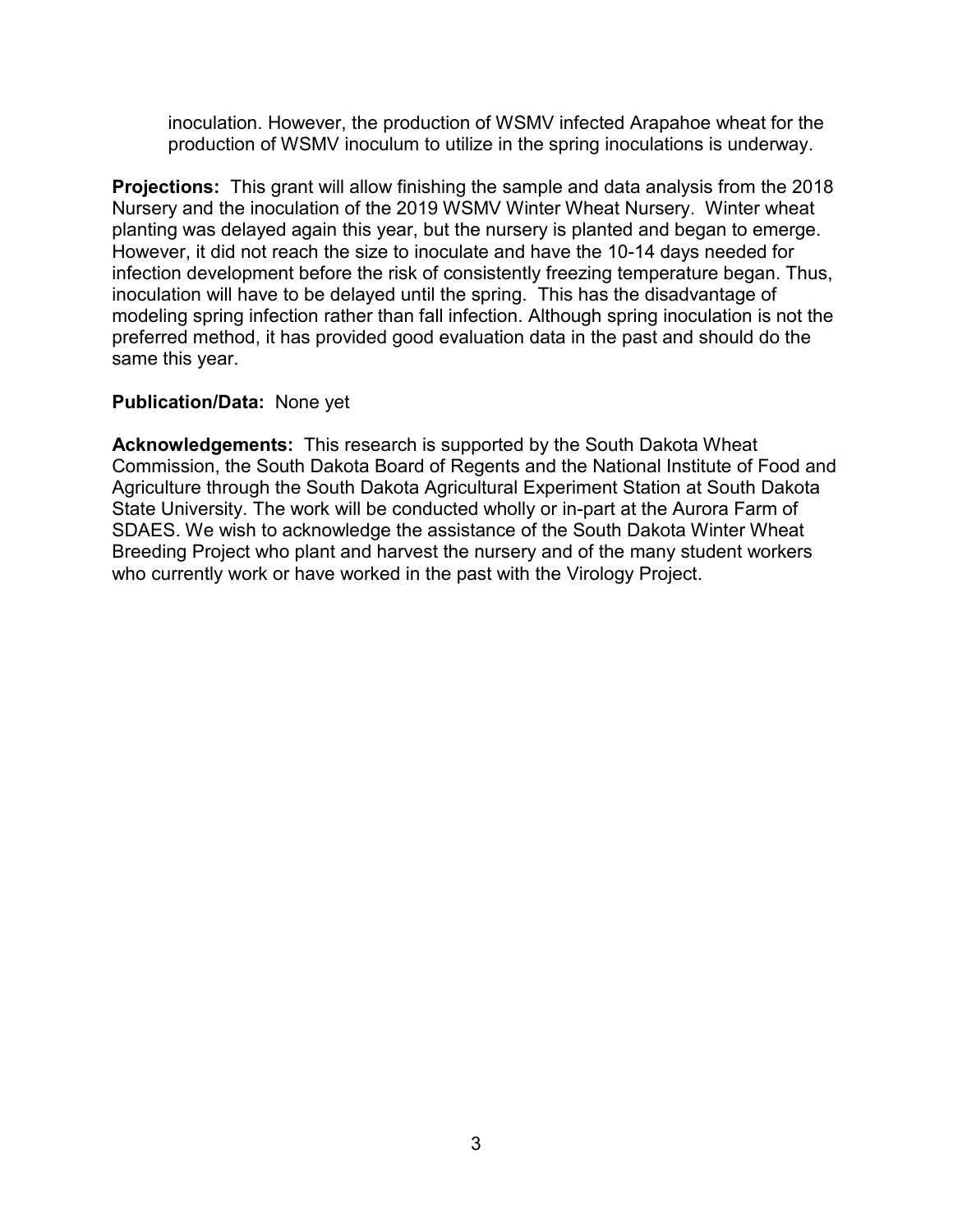inoculation. However, the production of WSMV infected Arapahoe wheat for the production of WSMV inoculum to utilize in the spring inoculations is underway.

**Projections:** This grant will allow finishing the sample and data analysis from the 2018 Nursery and the inoculation of the 2019 WSMV Winter Wheat Nursery. Winter wheat planting was delayed again this year, but the nursery is planted and began to emerge. However, it did not reach the size to inoculate and have the 10-14 days needed for infection development before the risk of consistently freezing temperature began. Thus, inoculation will have to be delayed until the spring. This has the disadvantage of modeling spring infection rather than fall infection. Although spring inoculation is not the preferred method, it has provided good evaluation data in the past and should do the same this year.

**Publication/Data:** None yet

**Acknowledgements:** This research is supported by the South Dakota Wheat Commission, the South Dakota Board of Regents and the National Institute of Food and Agriculture through the South Dakota Agricultural Experiment Station at South Dakota State University. The work will be conducted wholly or in-part at the Aurora Farm of SDAES. We wish to acknowledge the assistance of the South Dakota Winter Wheat Breeding Project who plant and harvest the nursery and of the many student workers who currently work or have worked in the past with the Virology Project.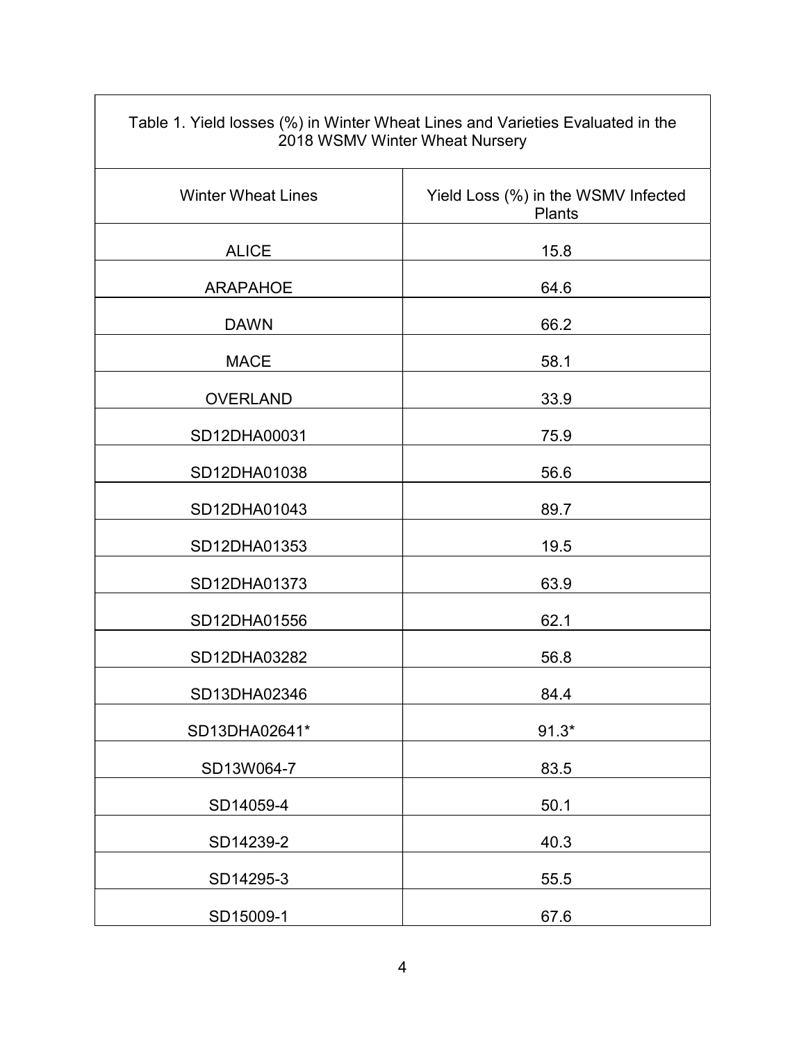| Table 1. Yield losses (%) in Winter Wheat Lines and Varieties Evaluated in the 2018 WSMV Winter Wheat Nursery | |
|---|---|
| Winter Wheat Lines | Yield Loss (%) in the WSMV Infected Plants |
| ALICE | 15.8 |
| ARAPAHOE | 64.6 |
| DAWN | 66.2 |
| MACE | 58.1 |
| OVERLAND | 33.9 |
| SD12DHA00031 | 75.9 |
| SD12DHA01038 | 56.6 |
| SD12DHA01043 | 89.7 |
| SD12DHA01353 | 19.5 |
| SD12DHA01373 | 63.9 |
| SD12DHA01556 | 62.1 |
| SD12DHA03282 | 56.8 |
| SD13DHA02346 | 84.4 |
| SD13DHA02641* | 91.3* |
| SD13W064-7 | 83.5 |
| SD14059-4 | 50.1 |
| SD14239-2 | 40.3 |
| SD14295-3 | 55.5 |
| SD15009-1 | 67.6 |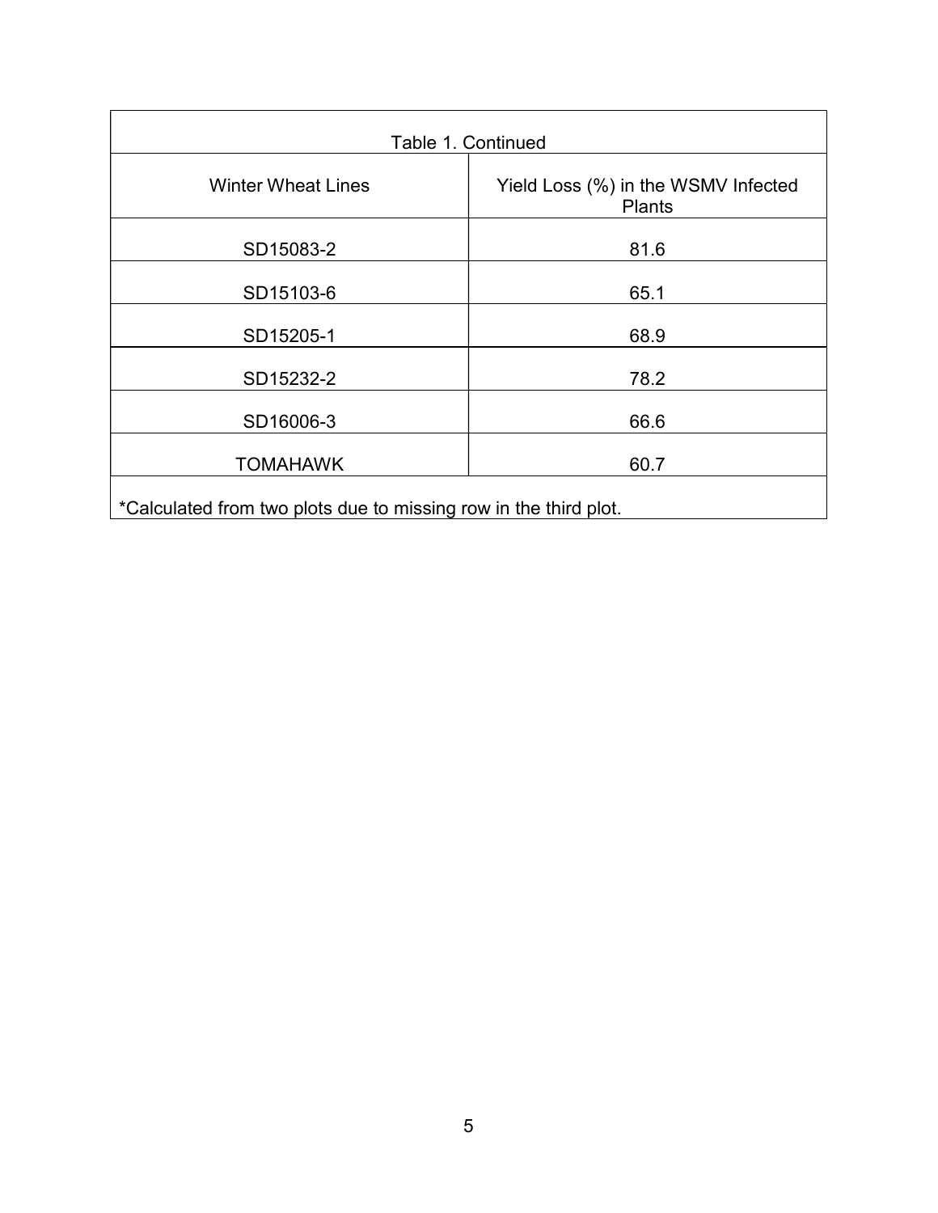Table 1. Continued

| Winter Wheat Lines | Yield Loss (%) in the WSMV Infected Plants |
| --- | --- |
| SD15083-2 | 81.6 |
| SD15103-6 | 65.1 |
| SD15205-1 | 68.9 |
| SD15232-2 | 78.2 |
| SD16006-3 | 66.6 |
| TOMAHAWK | 60.7 |

*Calculated from two plots due to missing row in the third plot.